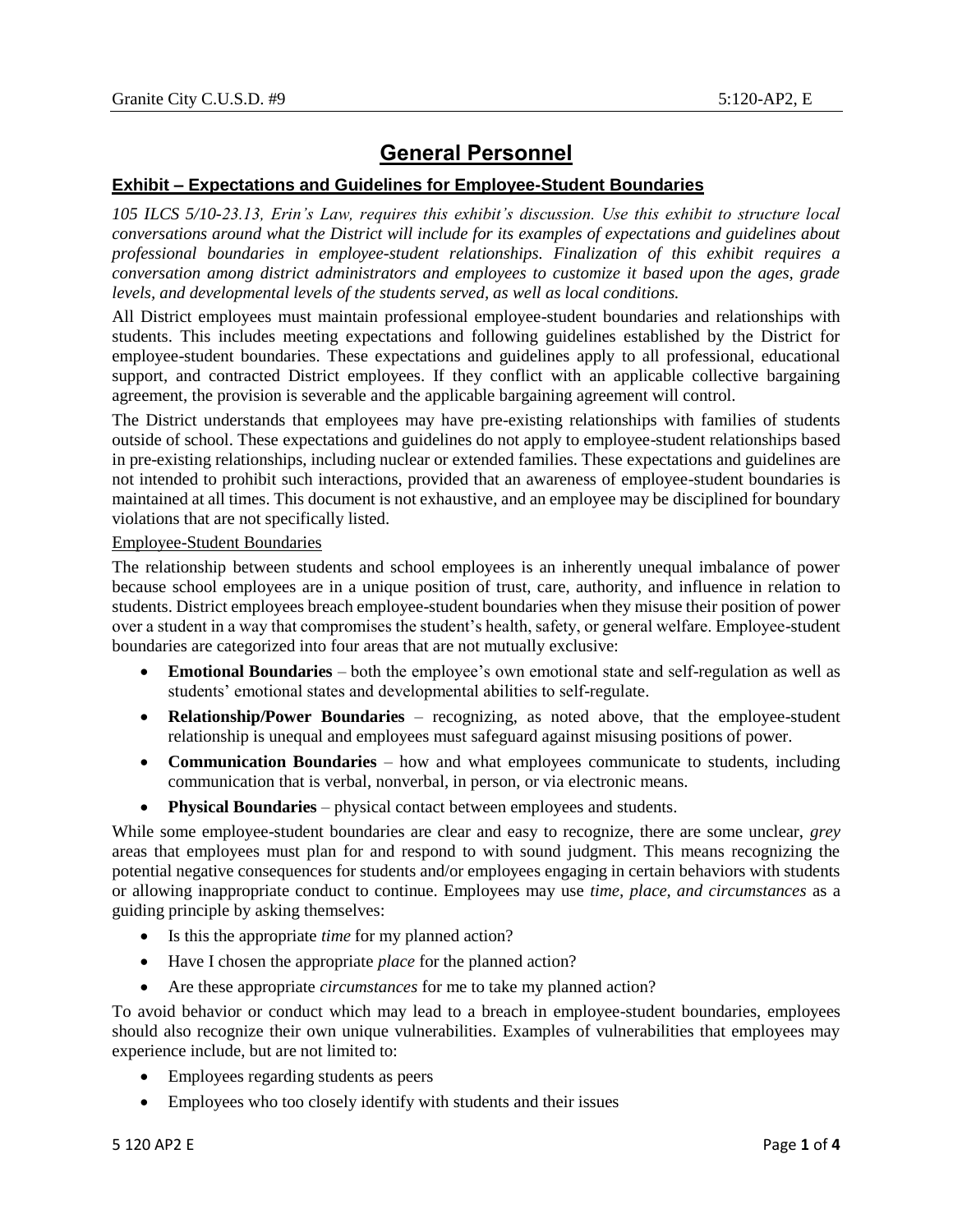# General Personnel

## Exhibit – Expectations and Guidelines for Employee-Student Boundaries

*105 ILCS 5/10-23.13, Erin's Law, requires this exhibit's discussion. Use this exhibit to structure local conversations around what the District will include for its examples of expectations and guidelines about professional boundaries in employee-student relationships. Finalization of this exhibit requires a conversation among district administrators and employees to customize it based upon the ages, grade levels, and developmental levels of the students served, as well as local conditions.*

All District employees must maintain professional employee-student boundaries and relationships with students. This includes meeting expectations and following guidelines established by the District for employee-student boundaries. These expectations and guidelines apply to all professional, educational support, and contracted District employees. If they conflict with an applicable collective bargaining agreement, the provision is severable and the applicable bargaining agreement will control.

The District understands that employees may have pre-existing relationships with families of students outside of school. These expectations and guidelines do not apply to employee-student relationships based in pre-existing relationships, including nuclear or extended families. These expectations and guidelines are not intended to prohibit such interactions, provided that an awareness of employee-student boundaries is maintained at all times. This document is not exhaustive, and an employee may be disciplined for boundary violations that are not specifically listed.

### Employee-Student Boundaries

The relationship between students and school employees is an inherently unequal imbalance of power because school employees are in a unique position of trust, care, authority, and influence in relation to students. District employees breach employee-student boundaries when they misuse their position of power over a student in a way that compromises the student's health, safety, or general welfare. Employee-student boundaries are categorized into four areas that are not mutually exclusive:

- **Emotional Boundaries** – both the employee's own emotional state and self-regulation as well as students' emotional states and developmental abilities to self-regulate.
- **Relationship/Power Boundaries** – recognizing, as noted above, that the employee-student relationship is unequal and employees must safeguard against misusing positions of power.
- **Communication Boundaries** – how and what employees communicate to students, including communication that is verbal, nonverbal, in person, or via electronic means.
- **Physical Boundaries** – physical contact between employees and students.

While some employee-student boundaries are clear and easy to recognize, there are some unclear, *grey* areas that employees must plan for and respond to with sound judgment. This means recognizing the potential negative consequences for students and/or employees engaging in certain behaviors with students or allowing inappropriate conduct to continue. Employees may use *time, place, and circumstances* as a guiding principle by asking themselves:

- Is this the appropriate *time* for my planned action?
- Have I chosen the appropriate *place* for the planned action?
- Are these appropriate *circumstances* for me to take my planned action?

To avoid behavior or conduct which may lead to a breach in employee-student boundaries, employees should also recognize their own unique vulnerabilities. Examples of vulnerabilities that employees may experience include, but are not limited to:

- Employees regarding students as peers
- Employees who too closely identify with students and their issues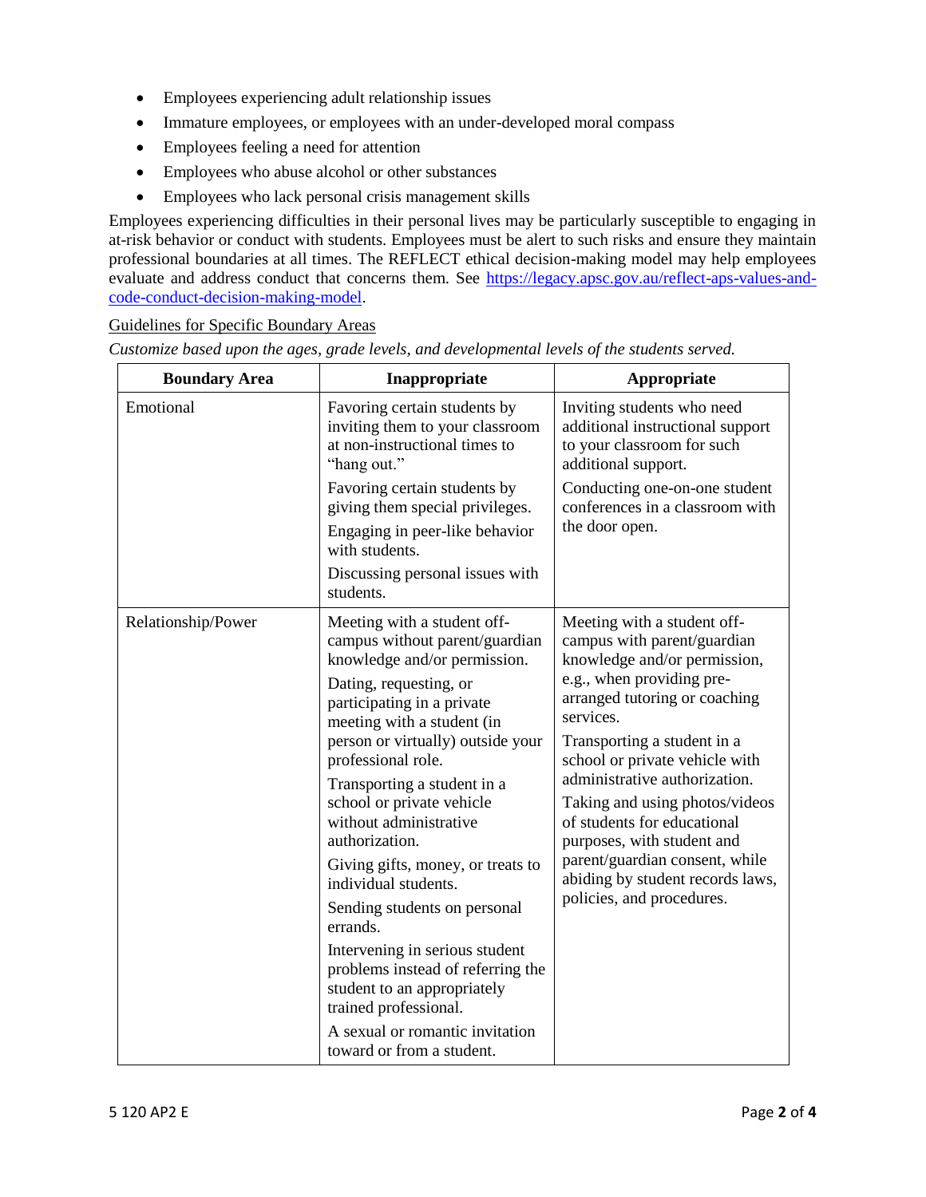- Employees experiencing adult relationship issues
- Immature employees, or employees with an under-developed moral compass
- Employees feeling a need for attention
- Employees who abuse alcohol or other substances
- Employees who lack personal crisis management skills

Employees experiencing difficulties in their personal lives may be particularly susceptible to engaging in at-risk behavior or conduct with students. Employees must be alert to such risks and ensure they maintain professional boundaries at all times. The REFLECT ethical decision-making model may help employees evaluate and address conduct that concerns them. See https://legacy.apsc.gov.au/reflect-aps-values-and-code-conduct-decision-making-model.

Guidelines for Specific Boundary Areas

*Customize based upon the ages, grade levels, and developmental levels of the students served.*

| Boundary Area | Inappropriate | Appropriate |
| --- | --- | --- |
| Emotional | Favoring certain students by inviting them to your classroom at non-instructional times to "hang out."<br><br>Favoring certain students by giving them special privileges.<br><br>Engaging in peer-like behavior with students.<br><br>Discussing personal issues with students. | Inviting students who need additional instructional support to your classroom for such additional support.<br><br>Conducting one-on-one student conferences in a classroom with the door open. |
| Relationship/Power | Meeting with a student off-campus without parent/guardian knowledge and/or permission.<br><br>Dating, requesting, or participating in a private meeting with a student (in person or virtually) outside your professional role.<br><br>Transporting a student in a school or private vehicle without administrative authorization.<br><br>Giving gifts, money, or treats to individual students.<br><br>Sending students on personal errands.<br><br>Intervening in serious student problems instead of referring the student to an appropriately trained professional.<br><br>A sexual or romantic invitation toward or from a student. | Meeting with a student off-campus with parent/guardian knowledge and/or permission, e.g., when providing pre-arranged tutoring or coaching services.<br><br>Transporting a student in a school or private vehicle with administrative authorization.<br><br>Taking and using photos/videos of students for educational purposes, with student and parent/guardian consent, while abiding by student records laws, policies, and procedures. |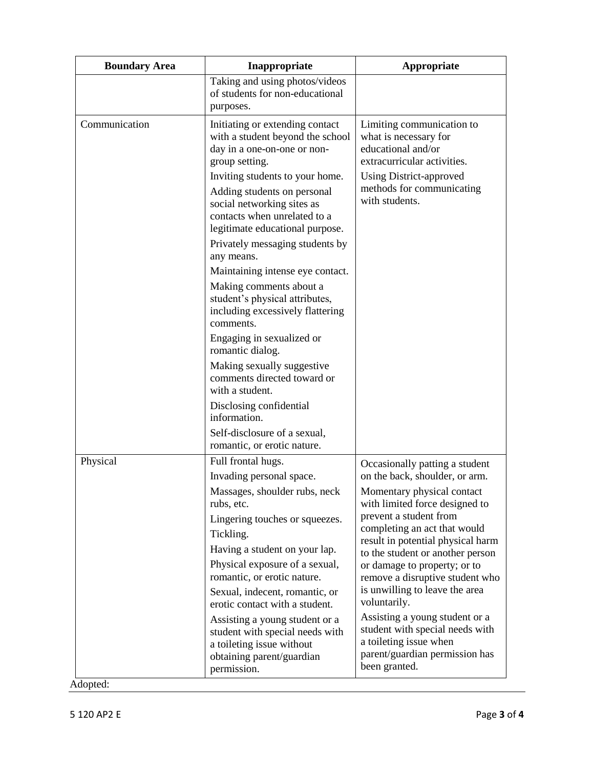| Boundary Area | Inappropriate | Appropriate |
|---|---|---|
| | Taking and using photos/videos of students for non-educational purposes. | |
| Communication | Initiating or extending contact with a student beyond the school day in a one-on-one or non-group setting.<br>Inviting students to your home.<br>Adding students on personal social networking sites as contacts when unrelated to a legitimate educational purpose.<br>Privately messaging students by any means.<br>Maintaining intense eye contact.<br>Making comments about a student's physical attributes, including excessively flattering comments.<br>Engaging in sexualized or romantic dialog.<br>Making sexually suggestive comments directed toward or with a student.<br>Disclosing confidential information.<br>Self-disclosure of a sexual, romantic, or erotic nature. | Limiting communication to what is necessary for educational and/or extracurricular activities.<br>Using District-approved methods for communicating with students. |
| Physical | Full frontal hugs.<br>Invading personal space.<br>Massages, shoulder rubs, neck rubs, etc.<br>Lingering touches or squeezes.<br>Tickling.<br>Having a student on your lap.<br>Physical exposure of a sexual, romantic, or erotic nature.<br>Sexual, indecent, romantic, or erotic contact with a student.<br>Assisting a young student or a student with special needs with a toileting issue without obtaining parent/guardian permission. | Occasionally patting a student on the back, shoulder, or arm.<br>Momentary physical contact with limited force designed to prevent a student from completing an act that would result in potential physical harm to the student or another person or damage to property; or to remove a disruptive student who is unwilling to leave the area voluntarily.<br>Assisting a young student or a student with special needs with a toileting issue when parent/guardian permission has been granted. |

Adopted: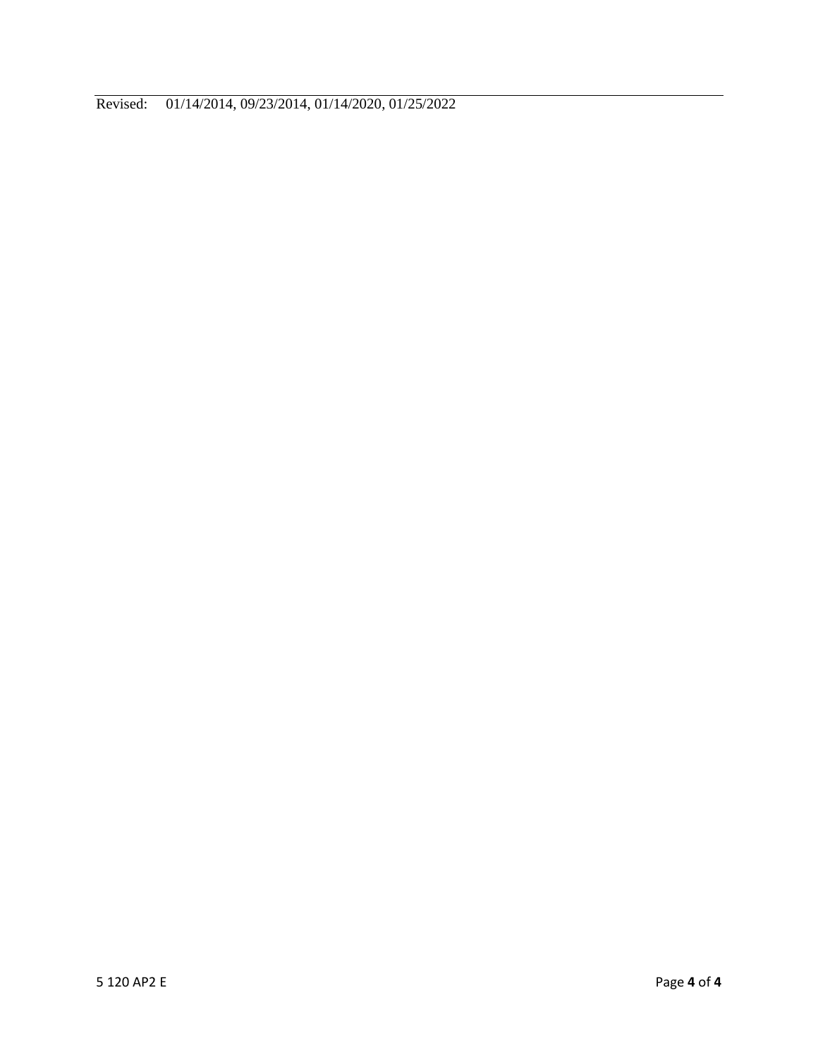Revised: 01/14/2014, 09/23/2014, 01/14/2020, 01/25/2022